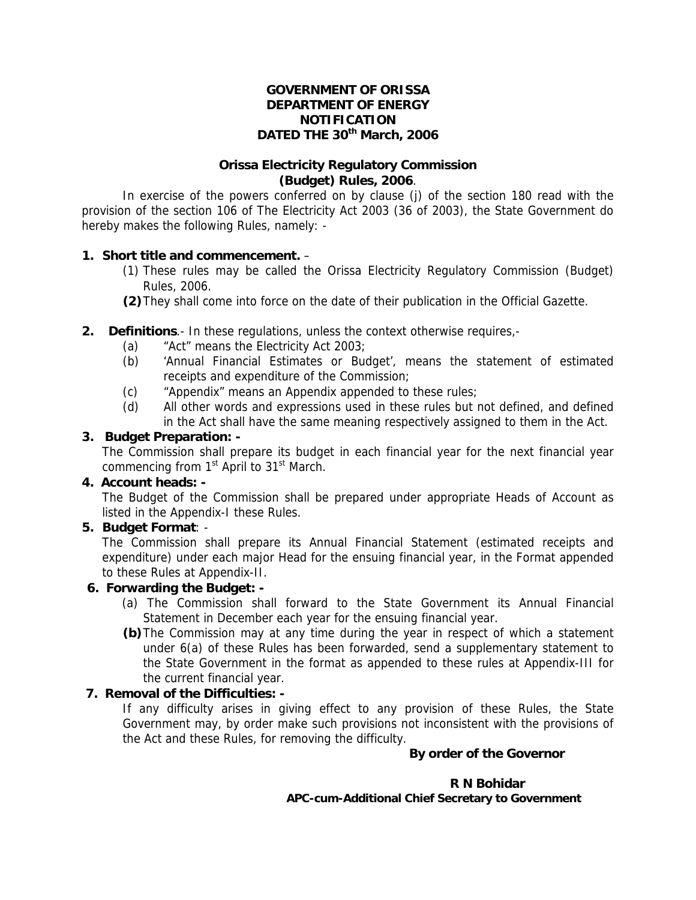**GOVERNMENT OF ORISSA**
**DEPARTMENT OF ENERGY**
**NOTIFICATION**
**DATED THE 30th March, 2006**

## Orissa Electricity Regulatory Commission (Budget) Rules, 2006.

In exercise of the powers conferred on by clause (j) of the section 180 read with the provision of the section 106 of The Electricity Act 2003 (36 of 2003), the State Government do hereby makes the following Rules, namely: -

**1. Short title and commencement.** –

(1) These rules may be called the Orissa Electricity Regulatory Commission (Budget) Rules, 2006.

**(2)** They shall come into force on the date of their publication in the Official Gazette.

**2. Definitions**.- In these regulations, unless the context otherwise requires,-

(a) "Act" means the Electricity Act 2003;

(b) 'Annual Financial Estimates or Budget', means the statement of estimated receipts and expenditure of the Commission;

(c) "Appendix" means an Appendix appended to these rules;

(d) All other words and expressions used in these rules but not defined, and defined in the Act shall have the same meaning respectively assigned to them in the Act.

**3. Budget Preparation: -**

The Commission shall prepare its budget in each financial year for the next financial year commencing from 1st April to 31st March.

**4. Account heads: -**

The Budget of the Commission shall be prepared under appropriate Heads of Account as listed in the Appendix-I these Rules.

**5. Budget Format**: -

The Commission shall prepare its Annual Financial Statement (estimated receipts and expenditure) under each major Head for the ensuing financial year, in the Format appended to these Rules at Appendix-II.

**6. Forwarding the Budget: -**

(a) The Commission shall forward to the State Government its Annual Financial Statement in December each year for the ensuing financial year.

**(b)** The Commission may at any time during the year in respect of which a statement under 6(a) of these Rules has been forwarded, send a supplementary statement to the State Government in the format as appended to these rules at Appendix-III for the current financial year.

**7. Removal of the Difficulties: -**

If any difficulty arises in giving effect to any provision of these Rules, the State Government may, by order make such provisions not inconsistent with the provisions of the Act and these Rules, for removing the difficulty.

**By order of the Governor**

**R N Bohidar**
**APC-cum-Additional Chief Secretary to Government**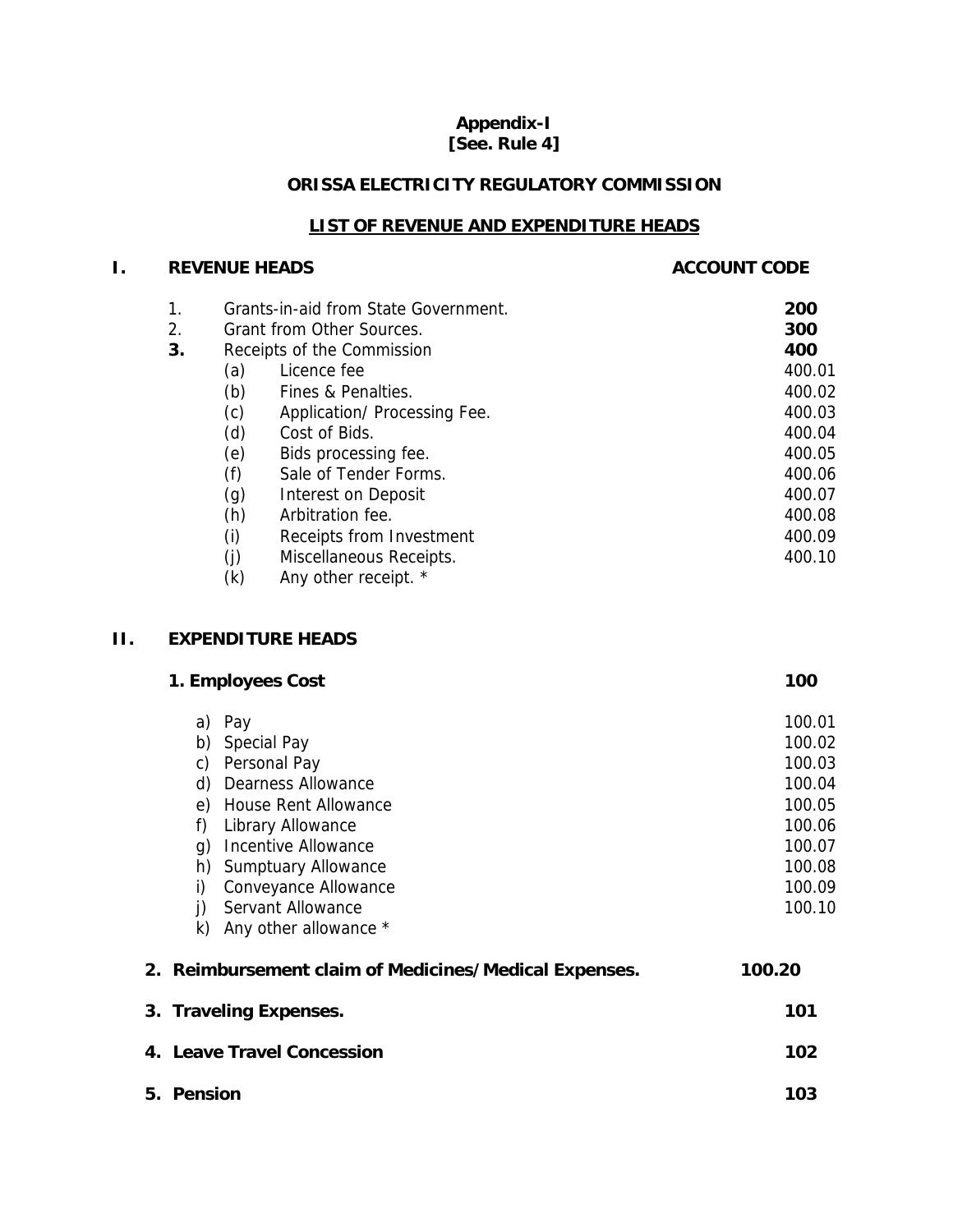**Appendix-I**
**[See. Rule 4]**

**ORISSA ELECTRICITY REGULATORY COMMISSION**

**LIST OF REVENUE AND EXPENDITURE HEADS**

## I. REVENUE HEADS

| | | ACCOUNT CODE |
|---|---|---|
| 1. | Grants-in-aid from State Government. | **200** |
| 2. | Grant from Other Sources. | **300** |
| **3.** | Receipts of the Commission | **400** |
| | (a) Licence fee | 400.01 |
| | (b) Fines & Penalties. | 400.02 |
| | (c) Application/ Processing Fee. | 400.03 |
| | (d) Cost of Bids. | 400.04 |
| | (e) Bids processing fee. | 400.05 |
| | (f) Sale of Tender Forms. | 400.06 |
| | (g) Interest on Deposit | 400.07 |
| | (h) Arbitration fee. | 400.08 |
| | (i) Receipts from Investment | 400.09 |
| | (j) Miscellaneous Receipts. | 400.10 |
| | (k) Any other receipt. * | |

## II. EXPENDITURE HEADS

| | |
|---|---|
| **1. Employees Cost** | **100** |
| a) Pay | 100.01 |
| b) Special Pay | 100.02 |
| c) Personal Pay | 100.03 |
| d) Dearness Allowance | 100.04 |
| e) House Rent Allowance | 100.05 |
| f) Library Allowance | 100.06 |
| g) Incentive Allowance | 100.07 |
| h) Sumptuary Allowance | 100.08 |
| i) Conveyance Allowance | 100.09 |
| j) Servant Allowance | 100.10 |
| k) Any other allowance * | |
| **2. Reimbursement claim of Medicines/Medical Expenses.** | **100.20** |
| **3. Traveling Expenses.** | **101** |
| **4. Leave Travel Concession** | **102** |
| **5. Pension** | **103** |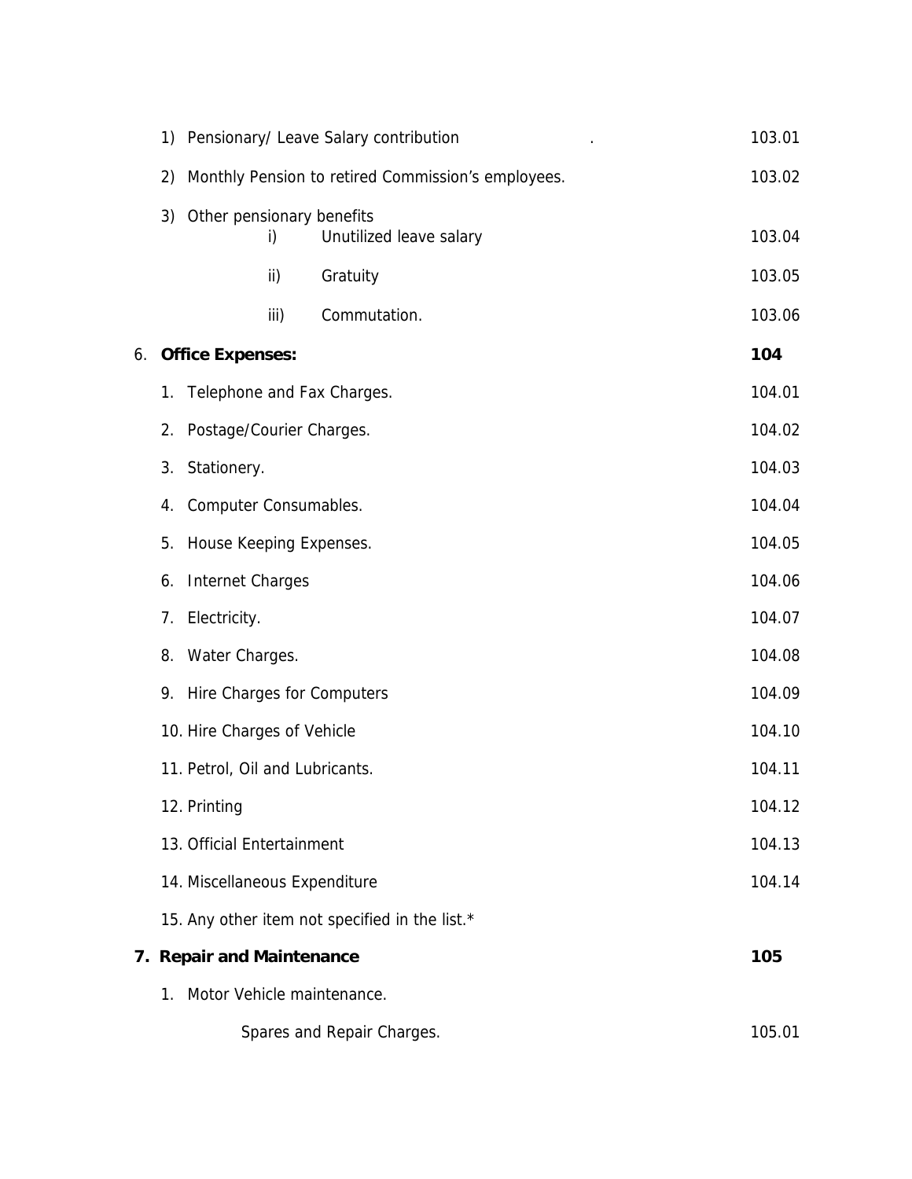| | |
|---|---|
| 1) Pensionary/ Leave Salary contribution . | 103.01 |
| 2) Monthly Pension to retired Commission's employees. | 103.02 |
| 3) Other pensionary benefits | |
| i) Unutilized leave salary | 103.04 |
| ii) Gratuity | 103.05 |
| iii) Commutation. | 103.06 |
| 6. **Office Expenses:** | **104** |
| 1. Telephone and Fax Charges. | 104.01 |
| 2. Postage/Courier Charges. | 104.02 |
| 3. Stationery. | 104.03 |
| 4. Computer Consumables. | 104.04 |
| 5. House Keeping Expenses. | 104.05 |
| 6. Internet Charges | 104.06 |
| 7. Electricity. | 104.07 |
| 8. Water Charges. | 104.08 |
| 9. Hire Charges for Computers | 104.09 |
| 10. Hire Charges of Vehicle | 104.10 |
| 11. Petrol, Oil and Lubricants. | 104.11 |
| 12. Printing | 104.12 |
| 13. Official Entertainment | 104.13 |
| 14. Miscellaneous Expenditure | 104.14 |
| 15. Any other item not specified in the list.* | |
| **7. Repair and Maintenance** | **105** |
| 1. Motor Vehicle maintenance. | |
| Spares and Repair Charges. | 105.01 |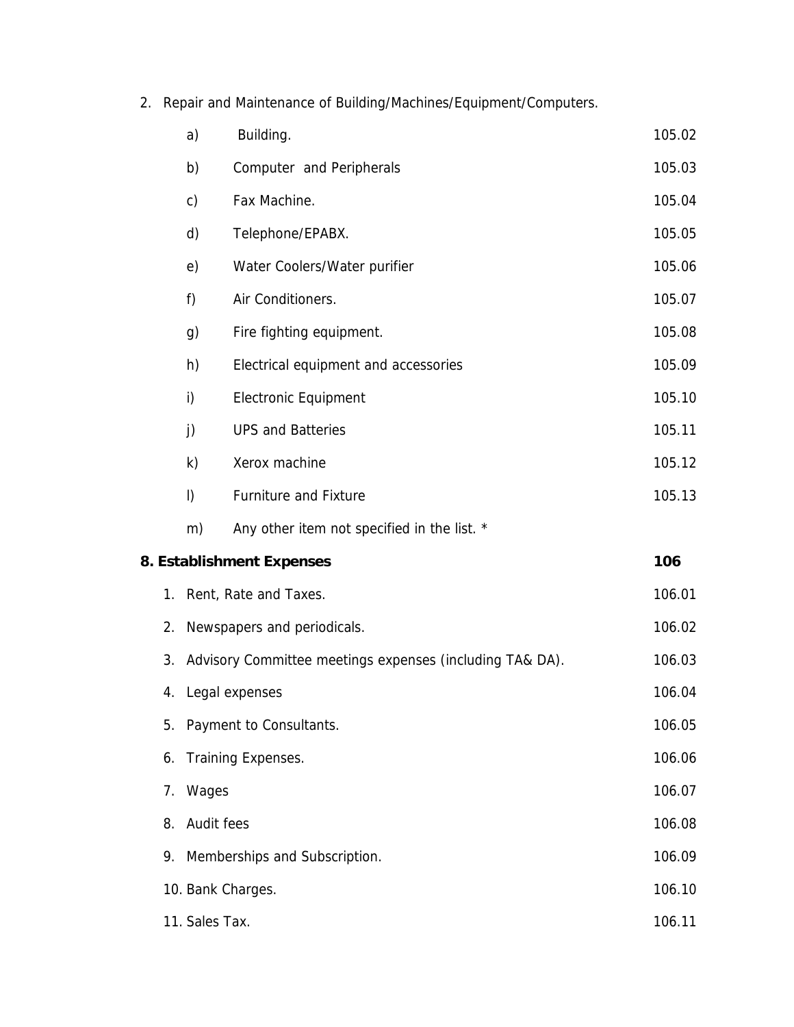2. Repair and Maintenance of Building/Machines/Equipment/Computers.

| | | |
|---|---|---|
| a) | Building. | 105.02 |
| b) | Computer and Peripherals | 105.03 |
| c) | Fax Machine. | 105.04 |
| d) | Telephone/EPABX. | 105.05 |
| e) | Water Coolers/Water purifier | 105.06 |
| f) | Air Conditioners. | 105.07 |
| g) | Fire fighting equipment. | 105.08 |
| h) | Electrical equipment and accessories | 105.09 |
| i) | Electronic Equipment | 105.10 |
| j) | UPS and Batteries | 105.11 |
| k) | Xerox machine | 105.12 |
| l) | Furniture and Fixture | 105.13 |
| m) | Any other item not specified in the list. * | |

**8. Establishment Expenses** **106**

| | | |
|---|---|---|
| 1. | Rent, Rate and Taxes. | 106.01 |
| 2. | Newspapers and periodicals. | 106.02 |
| 3. | Advisory Committee meetings expenses (including TA& DA). | 106.03 |
| 4. | Legal expenses | 106.04 |
| 5. | Payment to Consultants. | 106.05 |
| 6. | Training Expenses. | 106.06 |
| 7. | Wages | 106.07 |
| 8. | Audit fees | 106.08 |
| 9. | Memberships and Subscription. | 106.09 |
| 10. | Bank Charges. | 106.10 |
| 11. | Sales Tax. | 106.11 |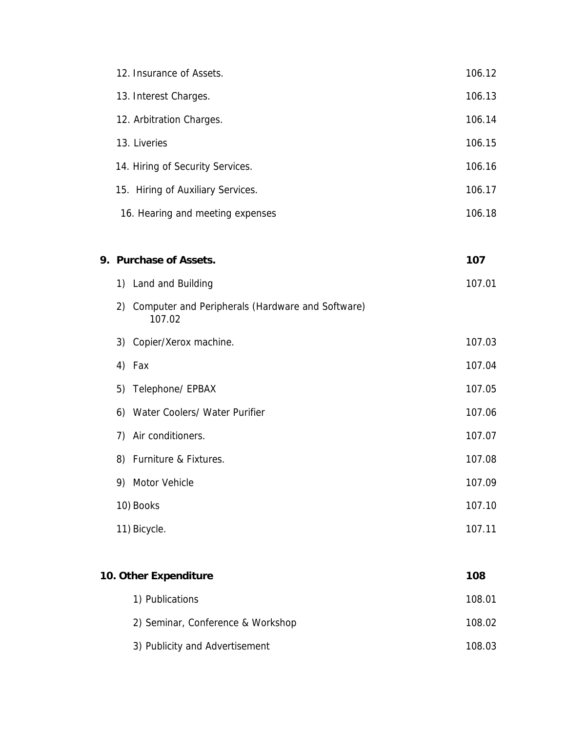| | |
|---|---|
| 12. Insurance of Assets. | 106.12 |
| 13. Interest Charges. | 106.13 |
| 12. Arbitration Charges. | 106.14 |
| 13. Liveries | 106.15 |
| 14. Hiring of Security Services. | 106.16 |
| 15. Hiring of Auxiliary Services. | 106.17 |
| 16. Hearing and meeting expenses | 106.18 |

| | |
|---|---|
| **9. Purchase of Assets.** | **107** |
| 1) Land and Building | 107.01 |
| 2) Computer and Peripherals (Hardware and Software) 107.02 | |
| 3) Copier/Xerox machine. | 107.03 |
| 4) Fax | 107.04 |
| 5) Telephone/ EPBAX | 107.05 |
| 6) Water Coolers/ Water Purifier | 107.06 |
| 7) Air conditioners. | 107.07 |
| 8) Furniture & Fixtures. | 107.08 |
| 9) Motor Vehicle | 107.09 |
| 10) Books | 107.10 |
| 11) Bicycle. | 107.11 |

| | |
|---|---|
| **10. Other Expenditure** | **108** |
| 1) Publications | 108.01 |
| 2) Seminar, Conference & Workshop | 108.02 |
| 3) Publicity and Advertisement | 108.03 |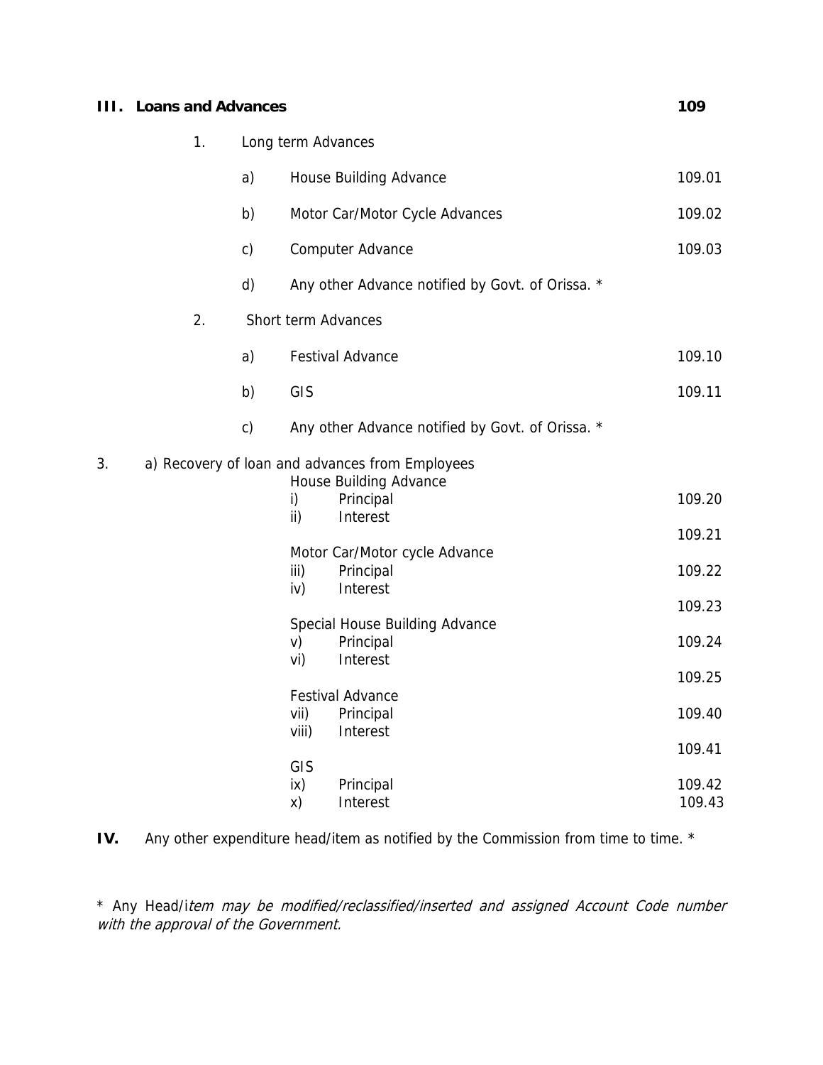**III. Loans and Advances** **109**

1. Long term Advances

| | | |
|---|---|---|
| a) | House Building Advance | 109.01 |
| b) | Motor Car/Motor Cycle Advances | 109.02 |
| c) | Computer Advance | 109.03 |
| d) | Any other Advance notified by Govt. of Orissa. * | |

2. Short term Advances

| | | |
|---|---|---|
| a) | Festival Advance | 109.10 |
| b) | GIS | 109.11 |
| c) | Any other Advance notified by Govt. of Orissa. * | |

3. a) Recovery of loan and advances from Employees

| | | |
|---|---|---|
| | **House Building Advance** | |
| i) | Principal | 109.20 |
| ii) | Interest | 109.21 |
| | **Motor Car/Motor cycle Advance** | |
| iii) | Principal | 109.22 |
| iv) | Interest | 109.23 |
| | **Special House Building Advance** | |
| v) | Principal | 109.24 |
| vi) | Interest | 109.25 |
| | **Festival Advance** | |
| vii) | Principal | 109.40 |
| viii) | Interest | 109.41 |
| | **GIS** | |
| ix) | Principal | 109.42 |
| x) | Interest | 109.43 |

**IV.** Any other expenditure head/item as notified by the Commission from time to time. *

\* Any Head/i*tem may be modified/reclassified/inserted and assigned Account Code number with the approval of the Government.*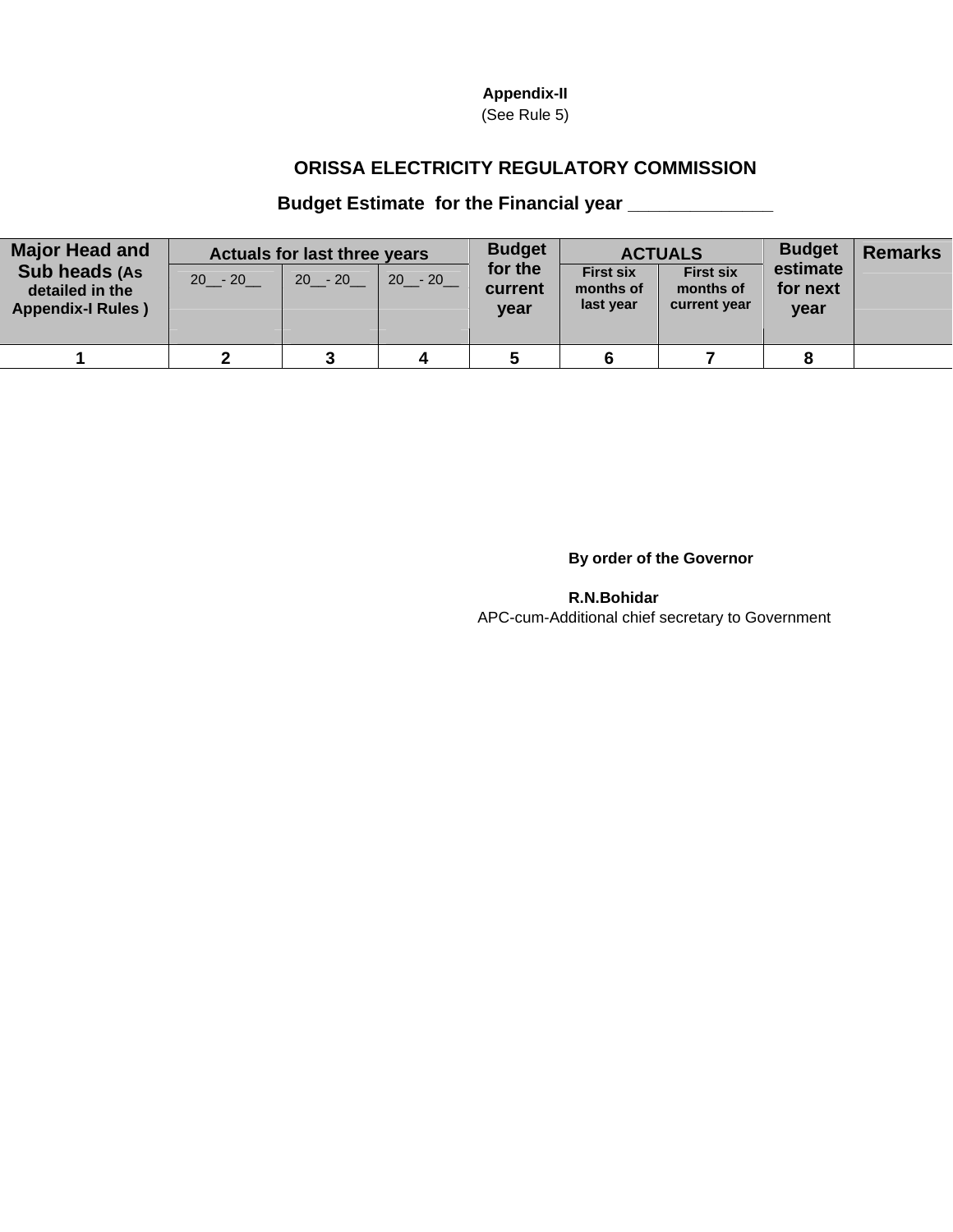**Appendix-II**
(See Rule 5)

## ORISSA ELECTRICITY REGULATORY COMMISSION

### Budget Estimate for the Financial year ______________

| Major Head and Sub heads (As detailed in the Appendix-I Rules ) | Actuals for last three years | | | Budget for the current year | ACTUALS | | Budget estimate for next year | Remarks |
|---|---|---|---|---|---|---|---|---|
| | 20__- 20__ | 20__- 20__ | 20__- 20__ | | First six months of last year | First six months of current year | | |
| 1 | 2 | 3 | 4 | 5 | 6 | 7 | 8 | |

**By order of the Governor**

**R.N.Bohidar**
APC-cum-Additional chief secretary to Government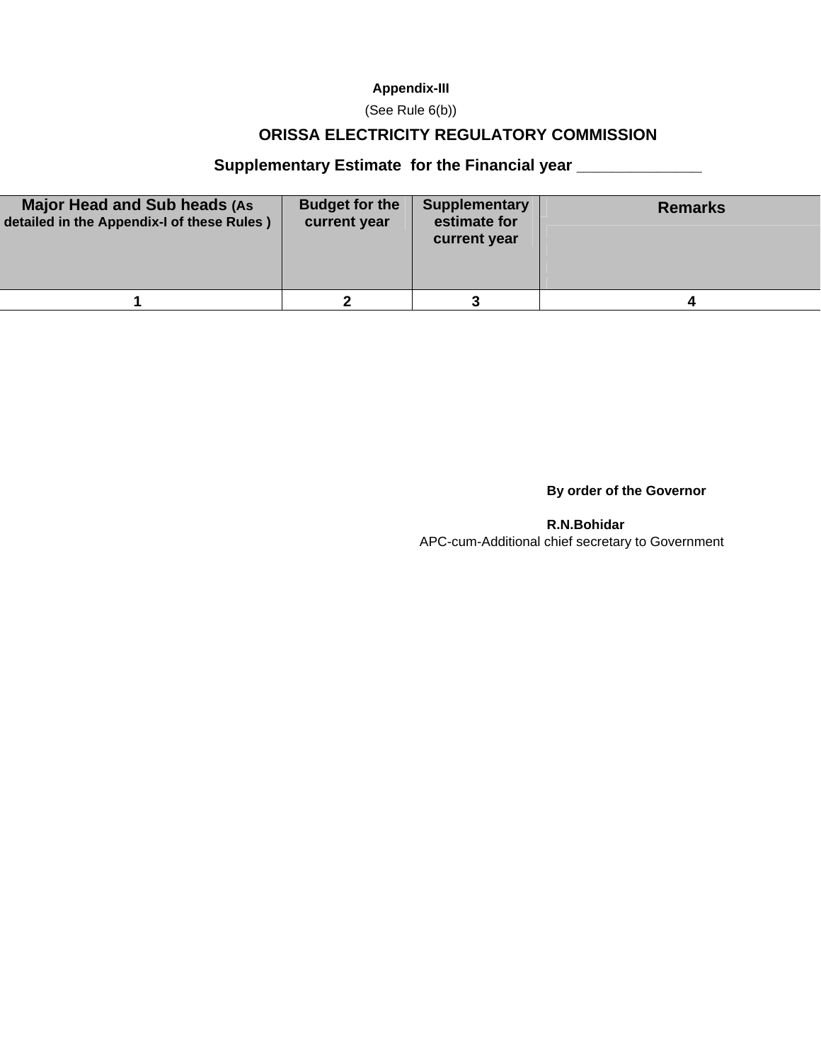**Appendix-III**

(See Rule 6(b))

## ORISSA ELECTRICITY REGULATORY COMMISSION

### Supplementary Estimate for the Financial year ______________

| **Major Head and Sub heads** (As detailed in the Appendix-I of these Rules ) | **Budget for the current year** | **Supplementary estimate for current year** | **Remarks** |
|---|---|---|---|
| **1** | **2** | **3** | **4** |

**By order of the Governor**

**R.N.Bohidar**
APC-cum-Additional chief secretary to Government